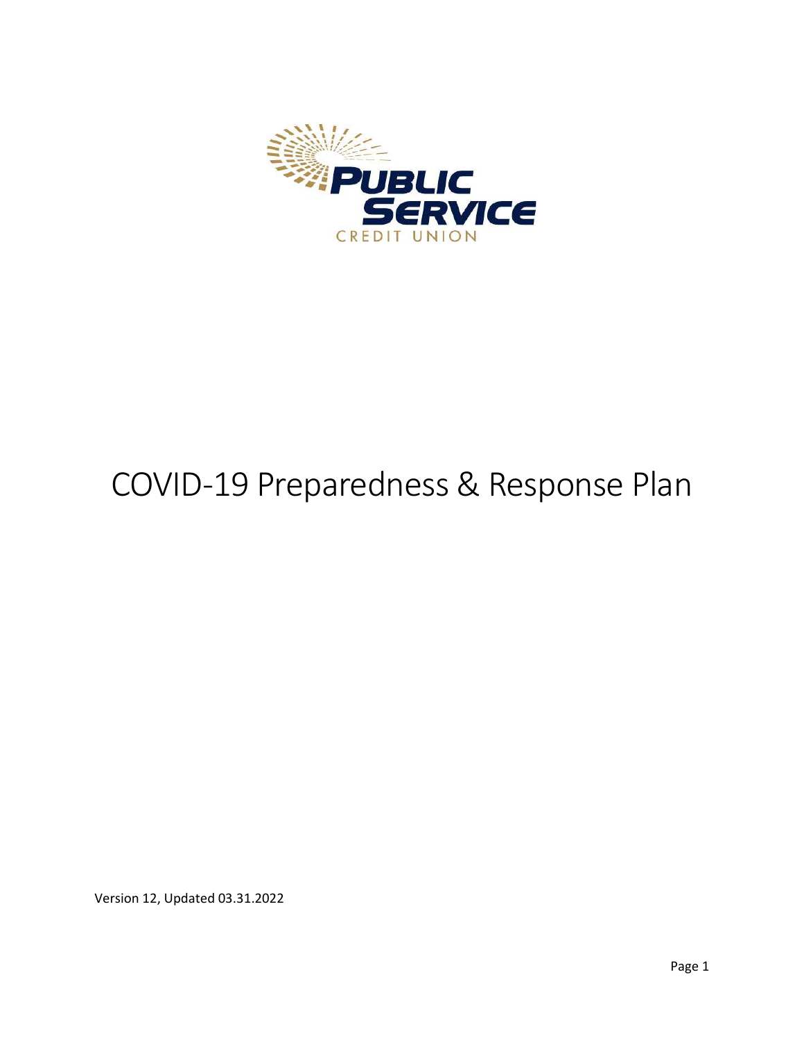PUBLIC SERVICE

CREDIT UNION

# COVID-19 Preparedness & Response Plan

Version 12, Updated 03.31.2022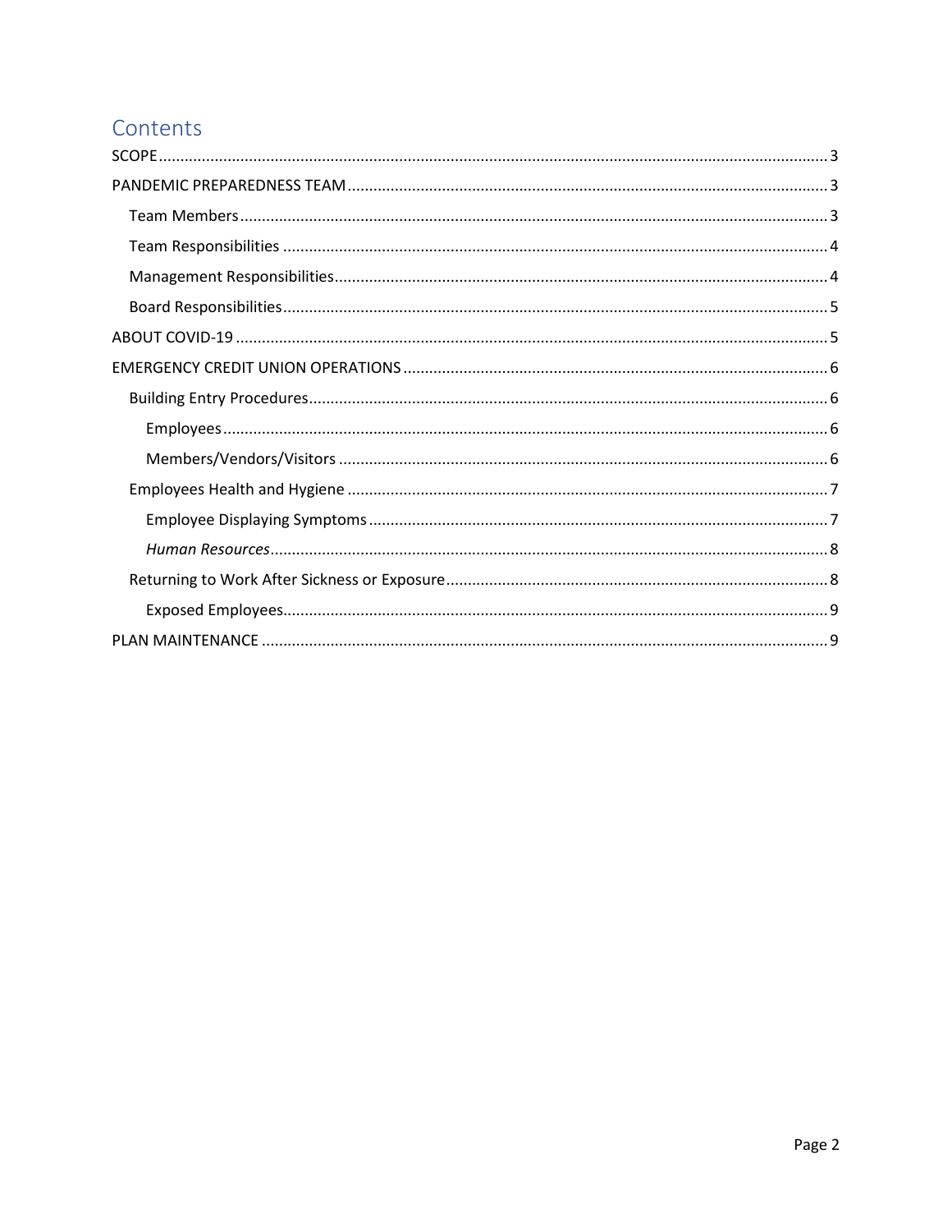# Contents

SCOPE ..... 3

PANDEMIC PREPAREDNESS TEAM ..... 3

- Team Members ..... 3
- Team Responsibilities ..... 4
- Management Responsibilities ..... 4
- Board Responsibilities ..... 5

ABOUT COVID-19 ..... 5

EMERGENCY CREDIT UNION OPERATIONS ..... 6

- Building Entry Procedures ..... 6
  - Employees ..... 6
  - Members/Vendors/Visitors ..... 6
- Employees Health and Hygiene ..... 7
  - Employee Displaying Symptoms ..... 7
  - *Human Resources* ..... 8
- Returning to Work After Sickness or Exposure ..... 8
  - Exposed Employees ..... 9

PLAN MAINTENANCE ..... 9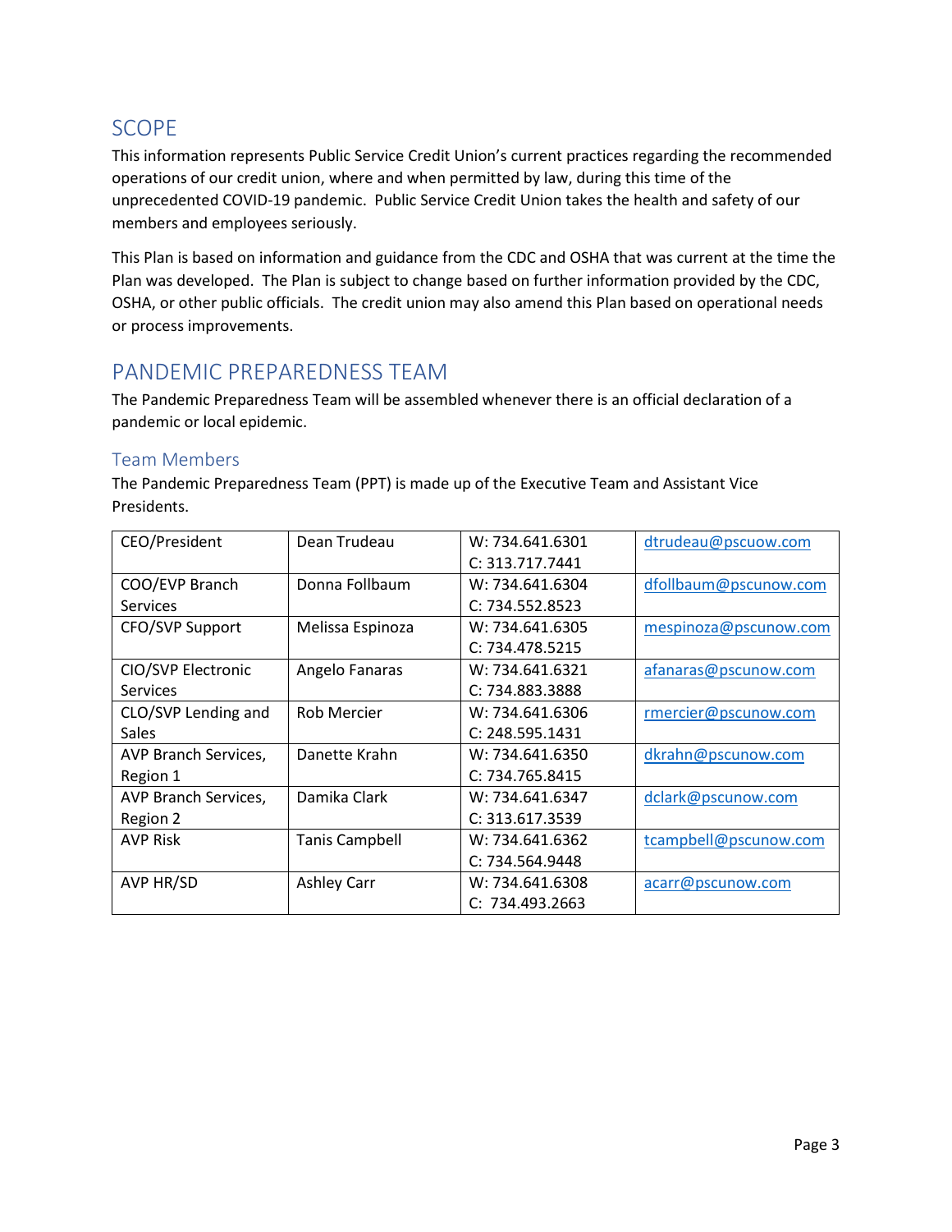## SCOPE

This information represents Public Service Credit Union's current practices regarding the recommended operations of our credit union, where and when permitted by law, during this time of the unprecedented COVID-19 pandemic. Public Service Credit Union takes the health and safety of our members and employees seriously.

This Plan is based on information and guidance from the CDC and OSHA that was current at the time the Plan was developed. The Plan is subject to change based on further information provided by the CDC, OSHA, or other public officials. The credit union may also amend this Plan based on operational needs or process improvements.

## PANDEMIC PREPAREDNESS TEAM

The Pandemic Preparedness Team will be assembled whenever there is an official declaration of a pandemic or local epidemic.

### Team Members

The Pandemic Preparedness Team (PPT) is made up of the Executive Team and Assistant Vice Presidents.

| | | | |
|---|---|---|---|
| CEO/President | Dean Trudeau | W: 734.641.6301<br>C: 313.717.7441 | dtrudeau@pscuow.com |
| COO/EVP Branch Services | Donna Follbaum | W: 734.641.6304<br>C: 734.552.8523 | dfollbaum@pscunow.com |
| CFO/SVP Support | Melissa Espinoza | W: 734.641.6305<br>C: 734.478.5215 | mespinoza@pscunow.com |
| CIO/SVP Electronic Services | Angelo Fanaras | W: 734.641.6321<br>C: 734.883.3888 | afanaras@pscunow.com |
| CLO/SVP Lending and Sales | Rob Mercier | W: 734.641.6306<br>C: 248.595.1431 | rmercier@pscunow.com |
| AVP Branch Services, Region 1 | Danette Krahn | W: 734.641.6350<br>C: 734.765.8415 | dkrahn@pscunow.com |
| AVP Branch Services, Region 2 | Damika Clark | W: 734.641.6347<br>C: 313.617.3539 | dclark@pscunow.com |
| AVP Risk | Tanis Campbell | W: 734.641.6362<br>C: 734.564.9448 | tcampbell@pscunow.com |
| AVP HR/SD | Ashley Carr | W: 734.641.6308<br>C: 734.493.2663 | acarr@pscunow.com |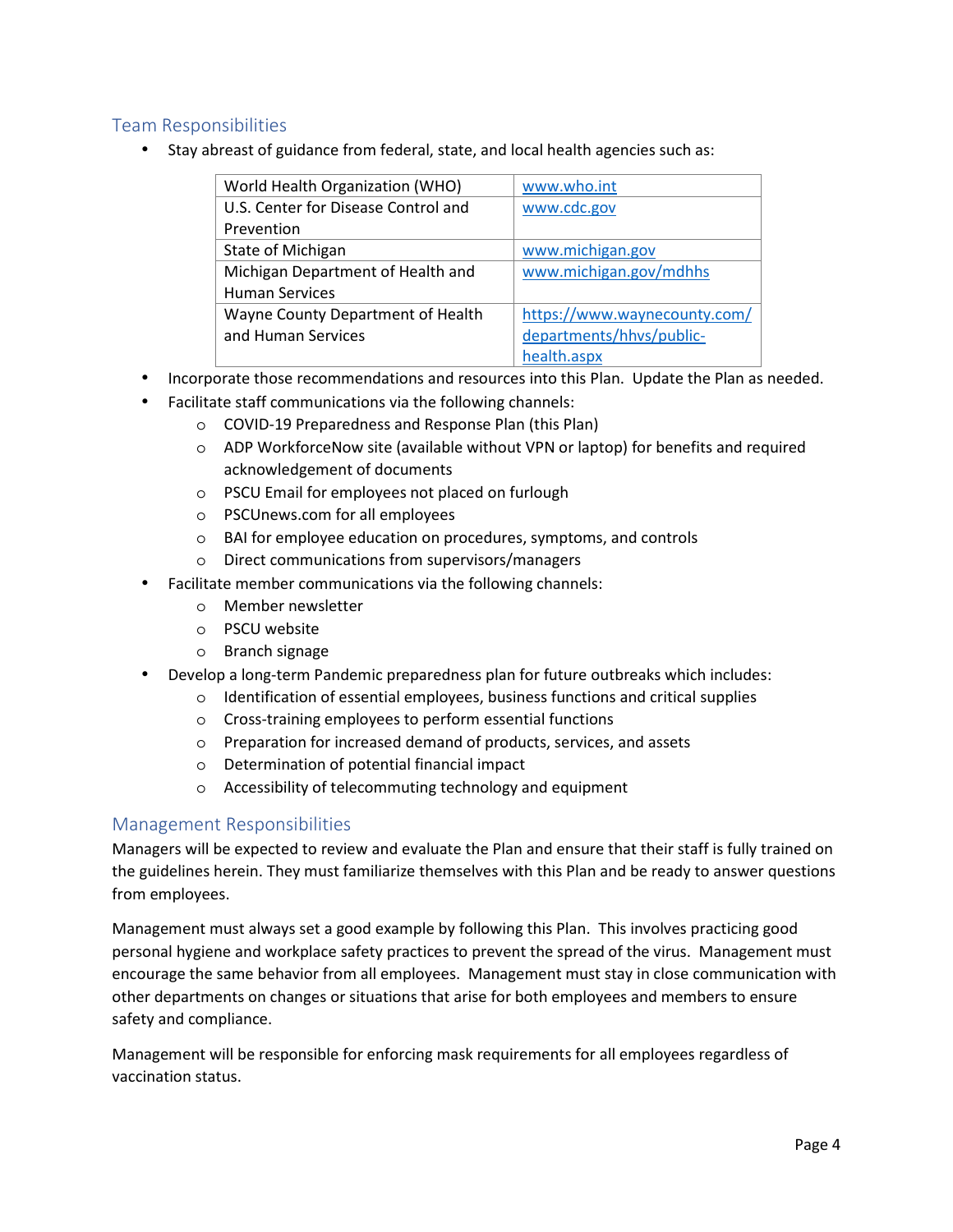## Team Responsibilities

- Stay abreast of guidance from federal, state, and local health agencies such as:

| | |
|---|---|
| World Health Organization (WHO) | www.who.int |
| U.S. Center for Disease Control and Prevention | www.cdc.gov |
| State of Michigan | www.michigan.gov |
| Michigan Department of Health and Human Services | www.michigan.gov/mdhhs |
| Wayne County Department of Health and Human Services | https://www.waynecounty.com/departments/hhvs/public-health.aspx |

- Incorporate those recommendations and resources into this Plan. Update the Plan as needed.
- Facilitate staff communications via the following channels:
  - COVID-19 Preparedness and Response Plan (this Plan)
  - ADP WorkforceNow site (available without VPN or laptop) for benefits and required acknowledgement of documents
  - PSCU Email for employees not placed on furlough
  - PSCUnews.com for all employees
  - BAI for employee education on procedures, symptoms, and controls
  - Direct communications from supervisors/managers
- Facilitate member communications via the following channels:
  - Member newsletter
  - PSCU website
  - Branch signage
- Develop a long-term Pandemic preparedness plan for future outbreaks which includes:
  - Identification of essential employees, business functions and critical supplies
  - Cross-training employees to perform essential functions
  - Preparation for increased demand of products, services, and assets
  - Determination of potential financial impact
  - Accessibility of telecommuting technology and equipment

## Management Responsibilities

Managers will be expected to review and evaluate the Plan and ensure that their staff is fully trained on the guidelines herein. They must familiarize themselves with this Plan and be ready to answer questions from employees.

Management must always set a good example by following this Plan. This involves practicing good personal hygiene and workplace safety practices to prevent the spread of the virus. Management must encourage the same behavior from all employees. Management must stay in close communication with other departments on changes or situations that arise for both employees and members to ensure safety and compliance.

Management will be responsible for enforcing mask requirements for all employees regardless of vaccination status.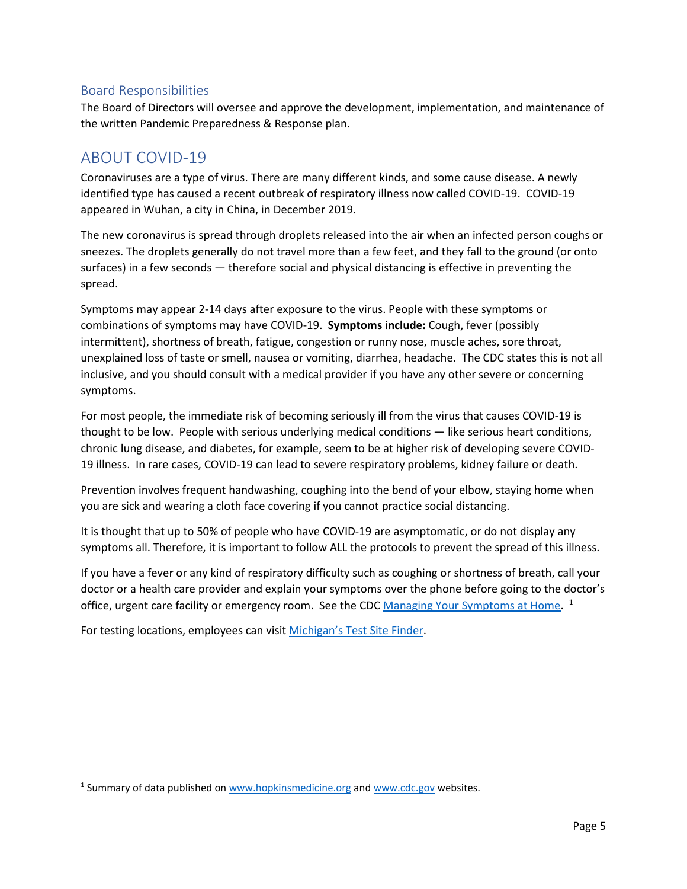### Board Responsibilities

The Board of Directors will oversee and approve the development, implementation, and maintenance of the written Pandemic Preparedness & Response plan.

## ABOUT COVID-19

Coronaviruses are a type of virus. There are many different kinds, and some cause disease. A newly identified type has caused a recent outbreak of respiratory illness now called COVID-19. COVID-19 appeared in Wuhan, a city in China, in December 2019.

The new coronavirus is spread through droplets released into the air when an infected person coughs or sneezes. The droplets generally do not travel more than a few feet, and they fall to the ground (or onto surfaces) in a few seconds — therefore social and physical distancing is effective in preventing the spread.

Symptoms may appear 2-14 days after exposure to the virus. People with these symptoms or combinations of symptoms may have COVID-19. **Symptoms include:** Cough, fever (possibly intermittent), shortness of breath, fatigue, congestion or runny nose, muscle aches, sore throat, unexplained loss of taste or smell, nausea or vomiting, diarrhea, headache. The CDC states this is not all inclusive, and you should consult with a medical provider if you have any other severe or concerning symptoms.

For most people, the immediate risk of becoming seriously ill from the virus that causes COVID-19 is thought to be low. People with serious underlying medical conditions — like serious heart conditions, chronic lung disease, and diabetes, for example, seem to be at higher risk of developing severe COVID-19 illness. In rare cases, COVID-19 can lead to severe respiratory problems, kidney failure or death.

Prevention involves frequent handwashing, coughing into the bend of your elbow, staying home when you are sick and wearing a cloth face covering if you cannot practice social distancing.

It is thought that up to 50% of people who have COVID-19 are asymptomatic, or do not display any symptoms all. Therefore, it is important to follow ALL the protocols to prevent the spread of this illness.

If you have a fever or any kind of respiratory difficulty such as coughing or shortness of breath, call your doctor or a health care provider and explain your symptoms over the phone before going to the doctor's office, urgent care facility or emergency room. See the CDC Managing Your Symptoms at Home. [1]

For testing locations, employees can visit Michigan's Test Site Finder.

---

[1] Summary of data published on www.hopkinsmedicine.org and www.cdc.gov websites.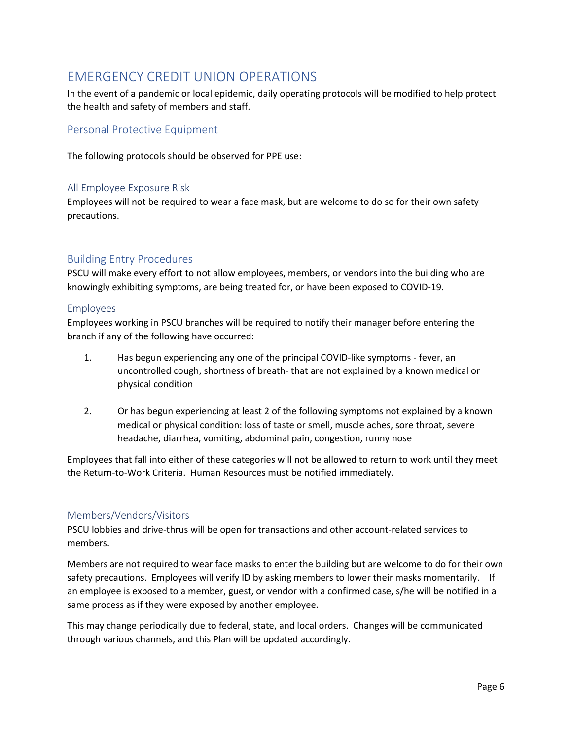# EMERGENCY CREDIT UNION OPERATIONS

In the event of a pandemic or local epidemic, daily operating protocols will be modified to help protect the health and safety of members and staff.

## Personal Protective Equipment

The following protocols should be observed for PPE use:

### All Employee Exposure Risk

Employees will not be required to wear a face mask, but are welcome to do so for their own safety precautions.

## Building Entry Procedures

PSCU will make every effort to not allow employees, members, or vendors into the building who are knowingly exhibiting symptoms, are being treated for, or have been exposed to COVID-19.

### Employees

Employees working in PSCU branches will be required to notify their manager before entering the branch if any of the following have occurred:

1. Has begun experiencing any one of the principal COVID-like symptoms - fever, an uncontrolled cough, shortness of breath- that are not explained by a known medical or physical condition

2. Or has begun experiencing at least 2 of the following symptoms not explained by a known medical or physical condition: loss of taste or smell, muscle aches, sore throat, severe headache, diarrhea, vomiting, abdominal pain, congestion, runny nose

Employees that fall into either of these categories will not be allowed to return to work until they meet the Return-to-Work Criteria. Human Resources must be notified immediately.

### Members/Vendors/Visitors

PSCU lobbies and drive-thrus will be open for transactions and other account-related services to members.

Members are not required to wear face masks to enter the building but are welcome to do for their own safety precautions. Employees will verify ID by asking members to lower their masks momentarily. If an employee is exposed to a member, guest, or vendor with a confirmed case, s/he will be notified in a same process as if they were exposed by another employee.

This may change periodically due to federal, state, and local orders. Changes will be communicated through various channels, and this Plan will be updated accordingly.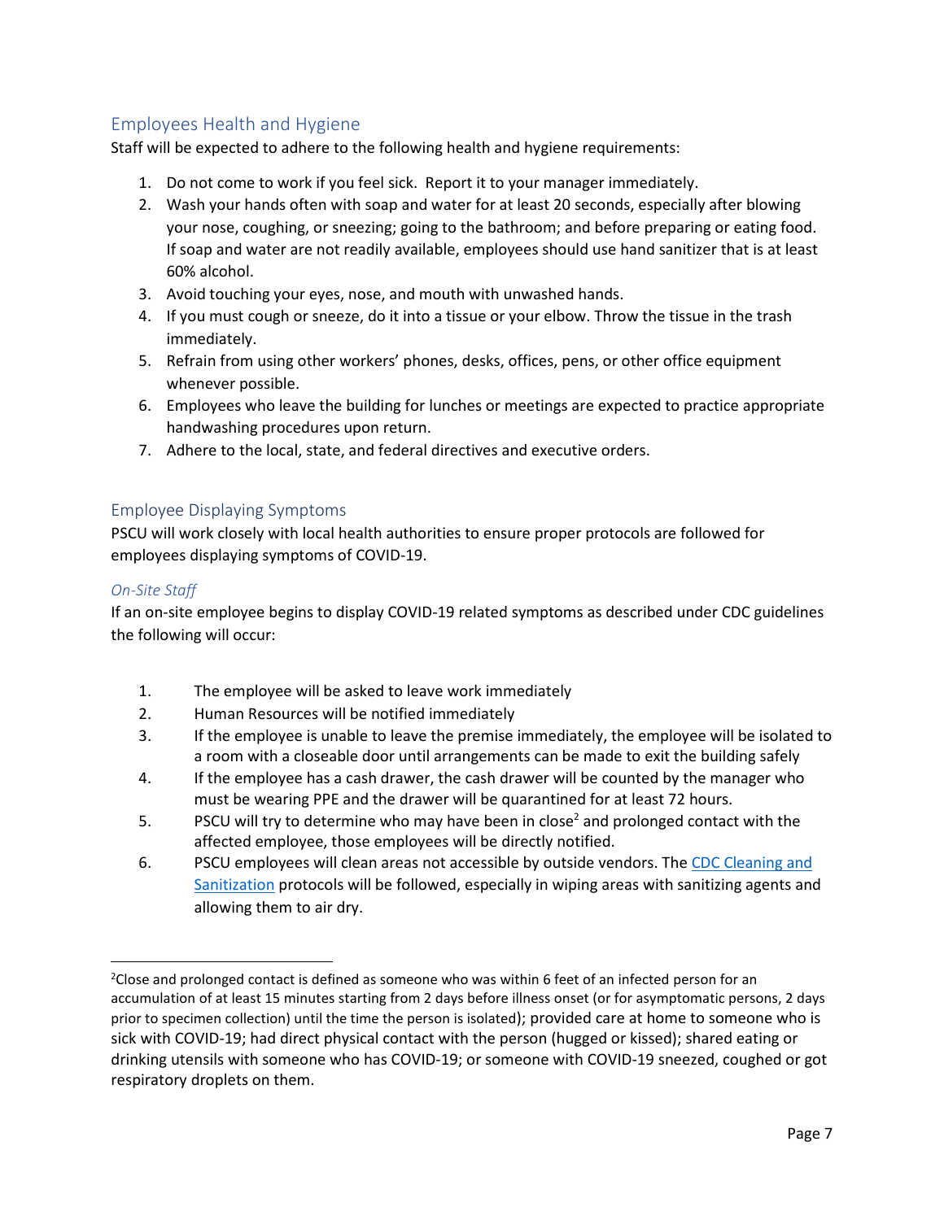## Employees Health and Hygiene

Staff will be expected to adhere to the following health and hygiene requirements:

1. Do not come to work if you feel sick. Report it to your manager immediately.
2. Wash your hands often with soap and water for at least 20 seconds, especially after blowing your nose, coughing, or sneezing; going to the bathroom; and before preparing or eating food. If soap and water are not readily available, employees should use hand sanitizer that is at least 60% alcohol.
3. Avoid touching your eyes, nose, and mouth with unwashed hands.
4. If you must cough or sneeze, do it into a tissue or your elbow. Throw the tissue in the trash immediately.
5. Refrain from using other workers' phones, desks, offices, pens, or other office equipment whenever possible.
6. Employees who leave the building for lunches or meetings are expected to practice appropriate handwashing procedures upon return.
7. Adhere to the local, state, and federal directives and executive orders.

## Employee Displaying Symptoms

PSCU will work closely with local health authorities to ensure proper protocols are followed for employees displaying symptoms of COVID-19.

### *On-Site Staff*

If an on-site employee begins to display COVID-19 related symptoms as described under CDC guidelines the following will occur:

1. The employee will be asked to leave work immediately
2. Human Resources will be notified immediately
3. If the employee is unable to leave the premise immediately, the employee will be isolated to a room with a closeable door until arrangements can be made to exit the building safely
4. If the employee has a cash drawer, the cash drawer will be counted by the manager who must be wearing PPE and the drawer will be quarantined for at least 72 hours.
5. PSCU will try to determine who may have been in close[2] and prolonged contact with the affected employee, those employees will be directly notified.
6. PSCU employees will clean areas not accessible by outside vendors. The [CDC Cleaning and Sanitization]() protocols will be followed, especially in wiping areas with sanitizing agents and allowing them to air dry.

---

[2]Close and prolonged contact is defined as someone who was within 6 feet of an infected person for an accumulation of at least 15 minutes starting from 2 days before illness onset (or for asymptomatic persons, 2 days prior to specimen collection) until the time the person is isolated); provided care at home to someone who is sick with COVID-19; had direct physical contact with the person (hugged or kissed); shared eating or drinking utensils with someone who has COVID-19; or someone with COVID-19 sneezed, coughed or got respiratory droplets on them.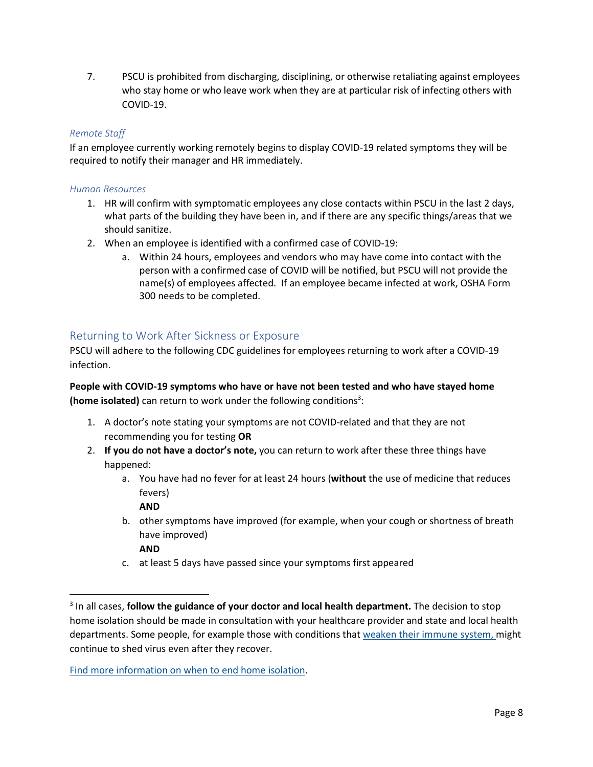7. PSCU is prohibited from discharging, disciplining, or otherwise retaliating against employees who stay home or who leave work when they are at particular risk of infecting others with COVID-19.

*Remote Staff*

If an employee currently working remotely begins to display COVID-19 related symptoms they will be required to notify their manager and HR immediately.

*Human Resources*

1. HR will confirm with symptomatic employees any close contacts within PSCU in the last 2 days, what parts of the building they have been in, and if there are any specific things/areas that we should sanitize.
2. When an employee is identified with a confirmed case of COVID-19:
   a. Within 24 hours, employees and vendors who may have come into contact with the person with a confirmed case of COVID will be notified, but PSCU will not provide the name(s) of employees affected. If an employee became infected at work, OSHA Form 300 needs to be completed.

## Returning to Work After Sickness or Exposure

PSCU will adhere to the following CDC guidelines for employees returning to work after a COVID-19 infection.

**People with COVID-19 symptoms who have or have not been tested and who have stayed home (home isolated)** can return to work under the following conditions[3]:

1. A doctor's note stating your symptoms are not COVID-related and that they are not recommending you for testing **OR**
2. **If you do not have a doctor's note,** you can return to work after these three things have happened:
   a. You have had no fever for at least 24 hours (**without** the use of medicine that reduces fevers)
   **AND**
   b. other symptoms have improved (for example, when your cough or shortness of breath have improved)
   **AND**
   c. at least 5 days have passed since your symptoms first appeared

[3] In all cases, **follow the guidance of your doctor and local health department.** The decision to stop home isolation should be made in consultation with your healthcare provider and state and local health departments. Some people, for example those with conditions that weaken their immune system, might continue to shed virus even after they recover.

Find more information on when to end home isolation.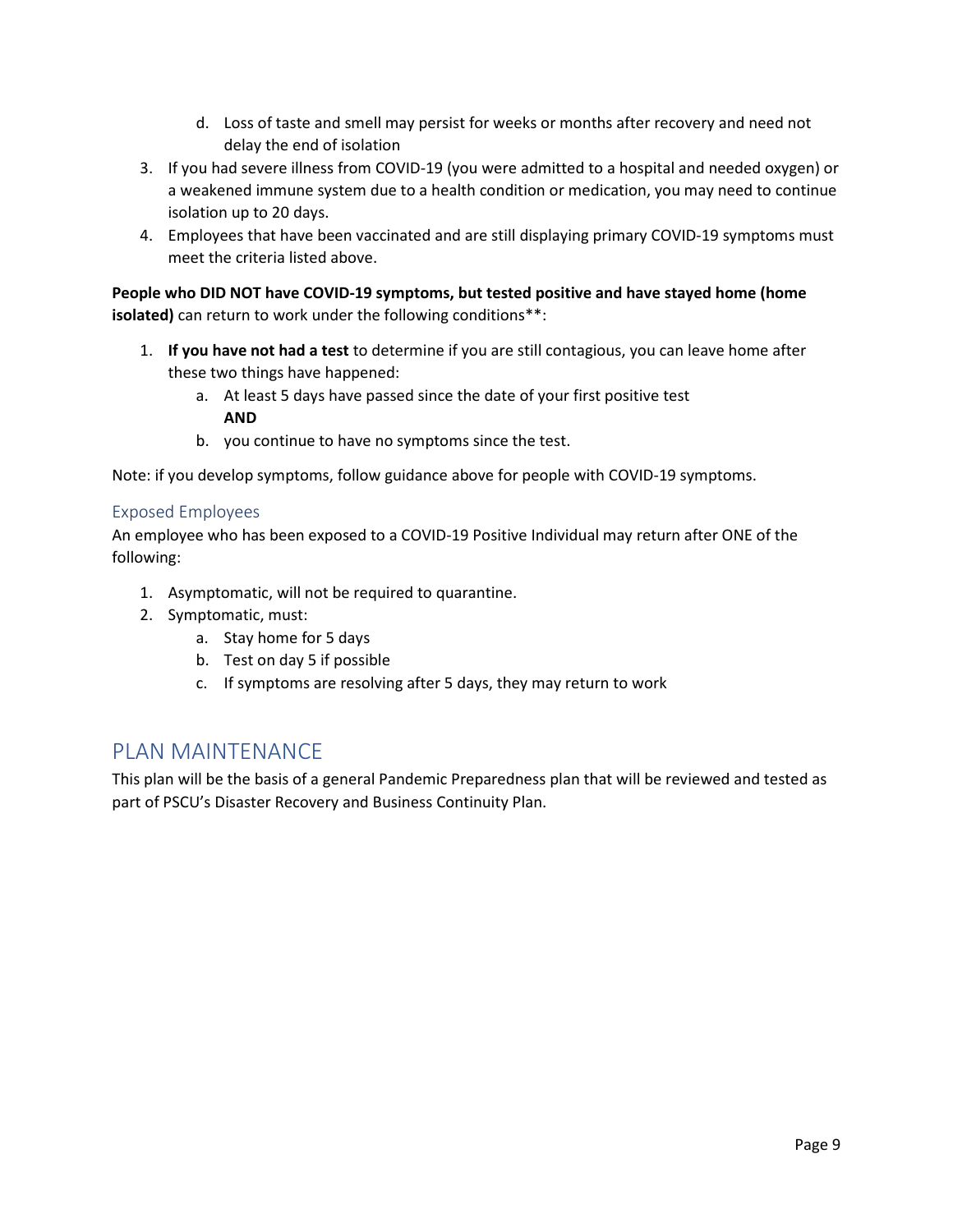d. Loss of taste and smell may persist for weeks or months after recovery and need not delay the end of isolation

3. If you had severe illness from COVID-19 (you were admitted to a hospital and needed oxygen) or a weakened immune system due to a health condition or medication, you may need to continue isolation up to 20 days.
4. Employees that have been vaccinated and are still displaying primary COVID-19 symptoms must meet the criteria listed above.

**People who DID NOT have COVID-19 symptoms, but tested positive and have stayed home (home isolated)** can return to work under the following conditions**:

1. **If you have not had a test** to determine if you are still contagious, you can leave home after these two things have happened:
   a. At least 5 days have passed since the date of your first positive test
   **AND**
   b. you continue to have no symptoms since the test.

Note: if you develop symptoms, follow guidance above for people with COVID-19 symptoms.

### Exposed Employees

An employee who has been exposed to a COVID-19 Positive Individual may return after ONE of the following:

1. Asymptomatic, will not be required to quarantine.
2. Symptomatic, must:
   a. Stay home for 5 days
   b. Test on day 5 if possible
   c. If symptoms are resolving after 5 days, they may return to work

## PLAN MAINTENANCE

This plan will be the basis of a general Pandemic Preparedness plan that will be reviewed and tested as part of PSCU's Disaster Recovery and Business Continuity Plan.